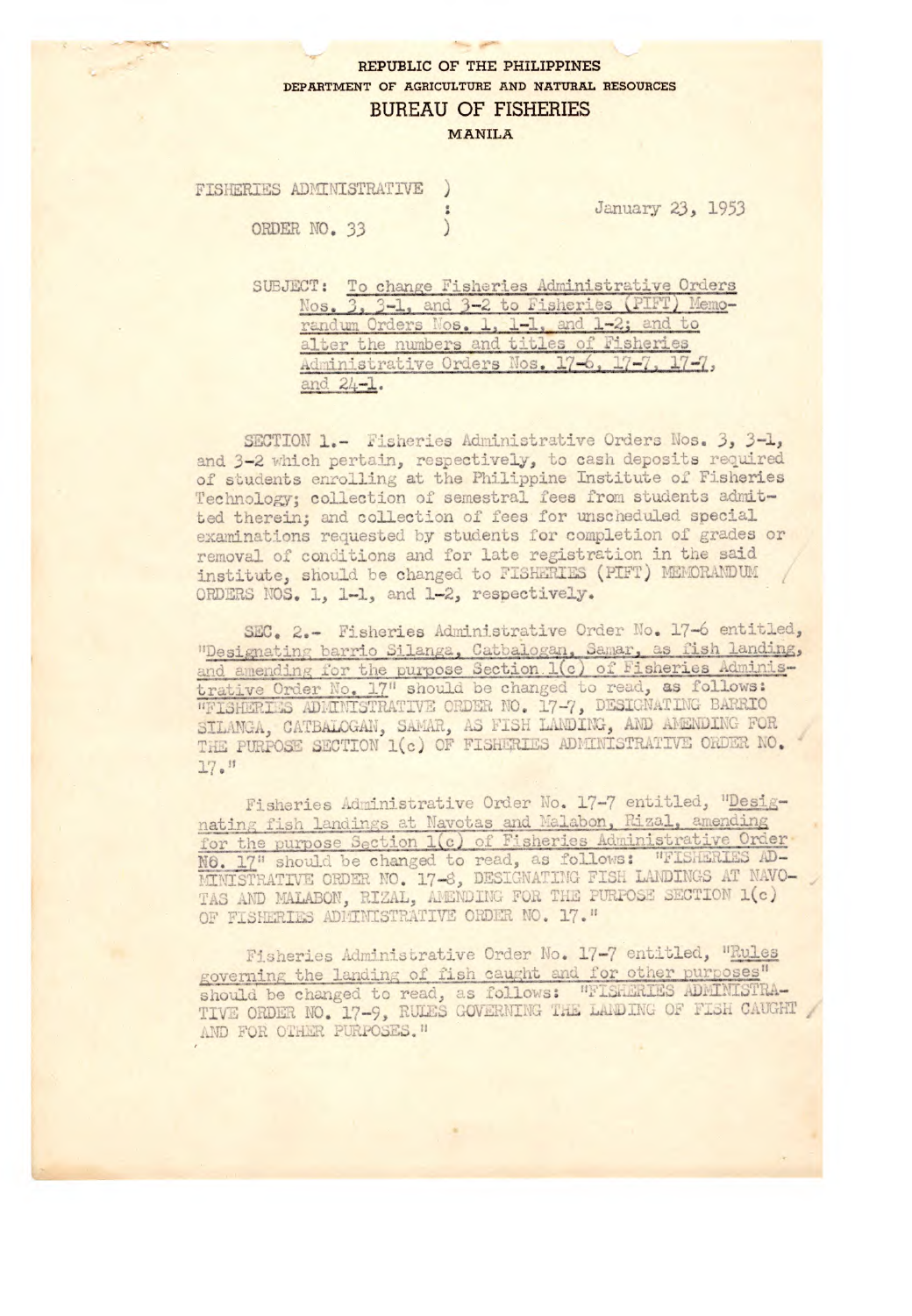REPUBLIC OF THE PHILIPPINES
DEPARTMENT OF AGRICULTURE AND NATURAL RESOURCES

# BUREAU OF FISHERIES

MANILA

FISHERIES ADMINISTRATIVE ORDER NO. 33

January 23, 1953

SUBJECT: To change Fisheries Administrative Orders Nos. 3, 3-1, and 3-2 to Fisheries (PIFT) Memorandum Orders Nos. 1, 1-1, and 1-2; and to alter the numbers and titles of Fisheries Administrative Orders Nos. 17-6, 17-7, 17-7, and 24-1.

SECTION 1.- Fisheries Administrative Orders Nos. 3, 3-1, and 3-2 which pertain, respectively, to cash deposits required of students enrolling at the Philippine Institute of Fisheries Technology; collection of semestral fees from students admitted therein; and collection of fees for unscheduled special examinations requested by students for completion of grades or removal of conditions and for late registration in the said institute, should be changed to FISHERIES (PIFT) MEMORANDUM ORDERS NOS. 1, 1-1, and 1-2, respectively.

SEC. 2.- Fisheries Administrative Order No. 17-6 entitled, "Designating barrio Silanga, Catbalogan, Samar, as fish landing, and amending for the purpose Section 1(c) of Fisheries Administrative Order No. 17" should be changed to read, as follows: "FISHERIES ADMINISTRATIVE ORDER NO. 17-7, DESIGNATING BARRIO SILANGA, CATBALOGAN, SAMAR, AS FISH LANDING, AND AMENDING FOR THE PURPOSE SECTION 1(c) OF FISHERIES ADMINISTRATIVE ORDER NO. 17."

Fisheries Administrative Order No. 17-7 entitled, "Designating fish landings at Navotas and Malabon, Rizal, amending for the purpose Section 1(c) of Fisheries Administrative Order No. 17" should be changed to read, as follows: "FISHERIES ADMINISTRATIVE ORDER NO. 17-8, DESIGNATING FISH LANDINGS AT NAVOTAS AND MALABON, RIZAL, AMENDING FOR THE PURPOSE SECTION 1(c) OF FISHERIES ADMINISTRATIVE ORDER NO. 17."

Fisheries Administrative Order No. 17-7 entitled, "Rules governing the landing of fish caught and for other purposes" should be changed to read, as follows: "FISHERIES ADMINISTRATIVE ORDER NO. 17-9, RULES GOVERNING THE LANDING OF FISH CAUGHT AND FOR OTHER PURPOSES."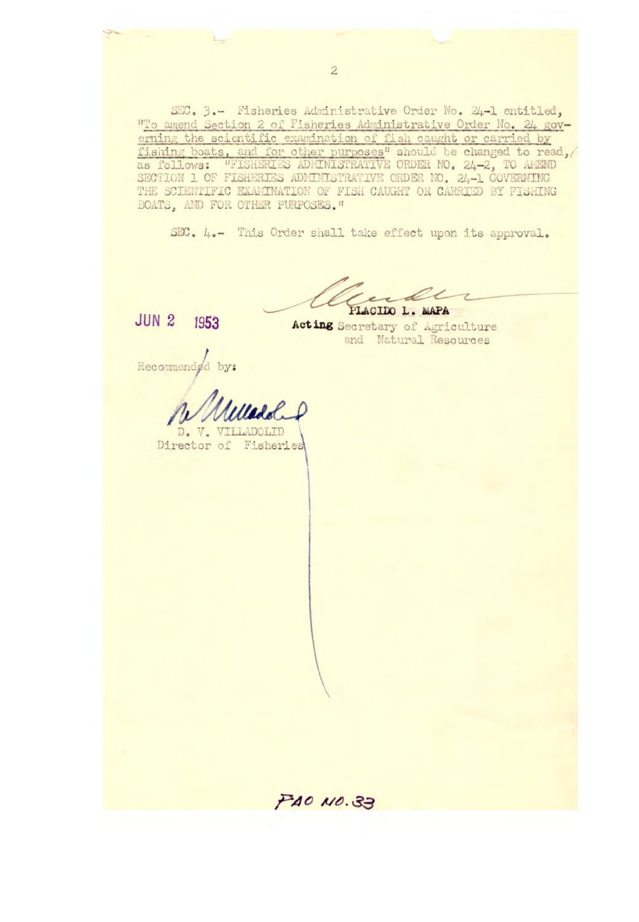SEC. 3.- Fisheries Administrative Order No. 24-1 entitled, "To amend Section 2 of Fisheries Administrative Order No. 24 governing the scientific examination of fish caught or carried by fishing boats, and for other purposes" should be changed to read, as follows: "FISHERIES ADMINISTRATIVE ORDER NO. 24-2, TO AMEND SECTION 1 OF FISHERIES ADMINISTRATIVE ORDER NO. 24-1 GOVERNING THE SCIENTIFIC EXAMINATION OF FISH CAUGHT OR CARRIED BY FISHING BOATS, AND FOR OTHER PURPOSES."

SEC. 4.- This Order shall take effect upon its approval.

JUN 2 1953

PLACIDO L. MAPA
**Acting** Secretary of Agriculture
and Natural Resources

Recommended by:

D. V. VILLADOLID
Director of Fisheries

FAO NO. 33